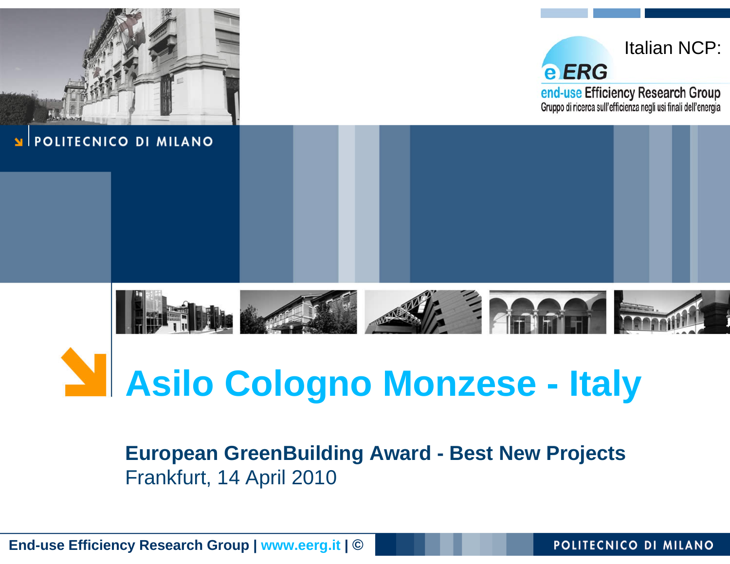Italian NCP:

eERG

end-use Efficiency Research Group

Gruppo di ricerca sull'efficienza negli usi finali dell'energia

POLITECNICO DI MILANO

# Asilo Cologno Monzese - Italy

**European GreenBuilding Award - Best New Projects**

Frankfurt, 14 April 2010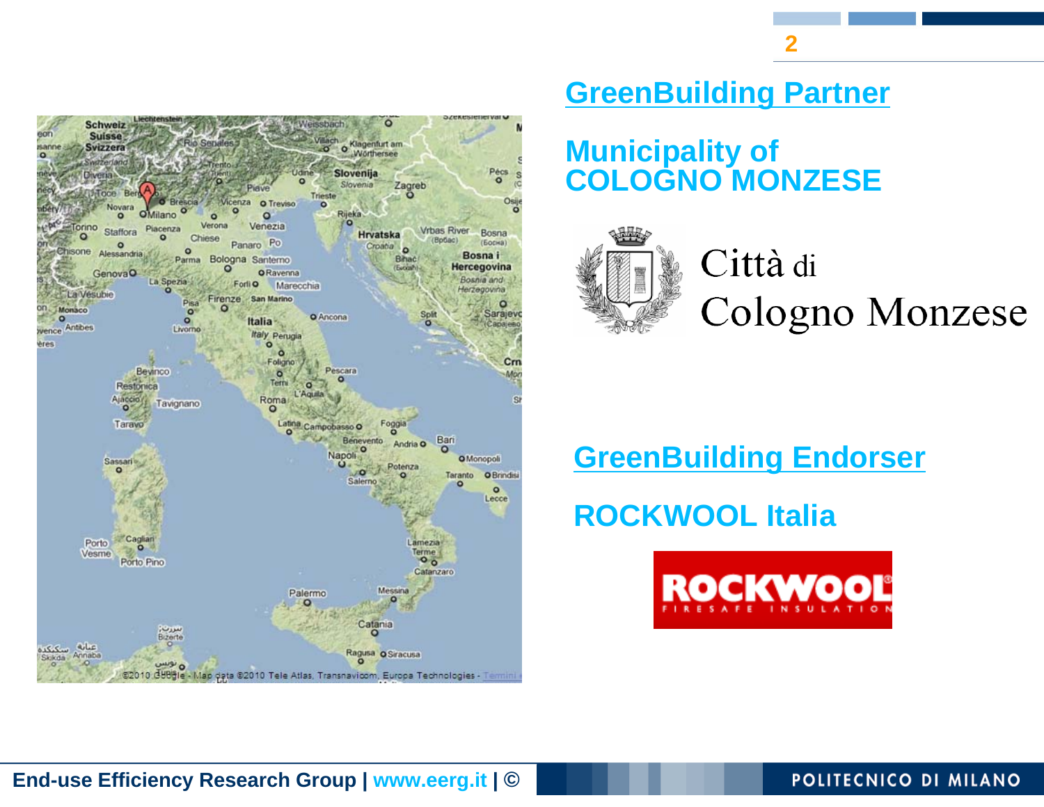## GreenBuilding Partner

## Municipality of COLOGNO MONZESE

Città di Cologno Monzese

## GreenBuilding Endorser

## ROCKWOOL Italia

ROCKWOOL FIRESAFE INSULATION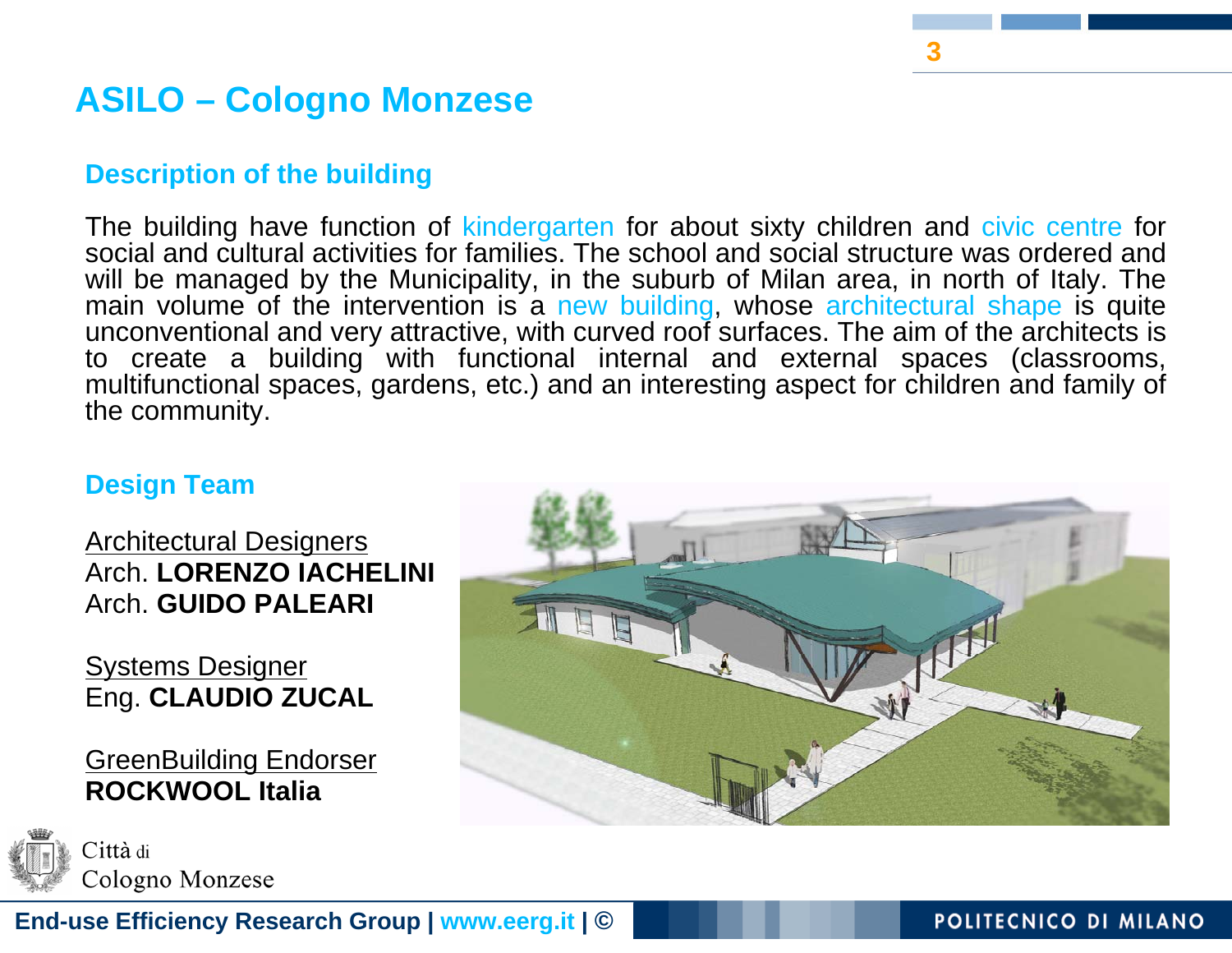# ASILO – Cologno Monzese

## Description of the building

The building have function of kindergarten for about sixty children and civic centre for social and cultural activities for families. The school and social structure was ordered and will be managed by the Municipality, in the suburb of Milan area, in north of Italy. The main volume of the intervention is a new building, whose architectural shape is quite unconventional and very attractive, with curved roof surfaces. The aim of the architects is to create a building with functional internal and external spaces (classrooms, multifunctional spaces, gardens, etc.) and an interesting aspect for children and family of the community.

## Design Team

Architectural Designers
Arch. **LORENZO IACHELINI**
Arch. **GUIDO PALEARI**

Systems Designer
Eng. **CLAUDIO ZUCAL**

GreenBuilding Endorser
**ROCKWOOL Italia**

Città di
Cologno Monzese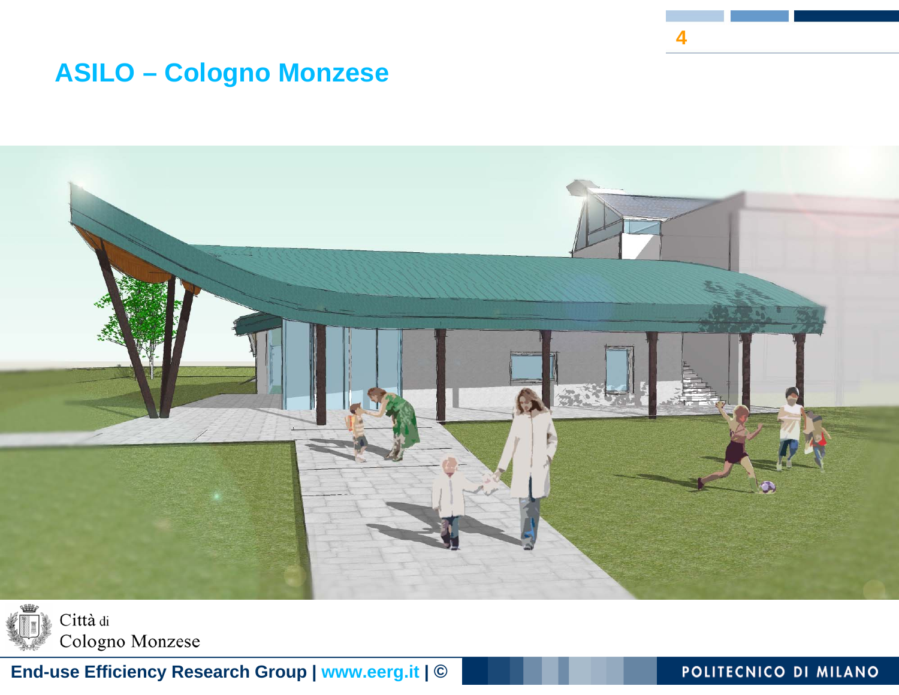# ASILO – Cologno Monzese

Città di
Cologno Monzese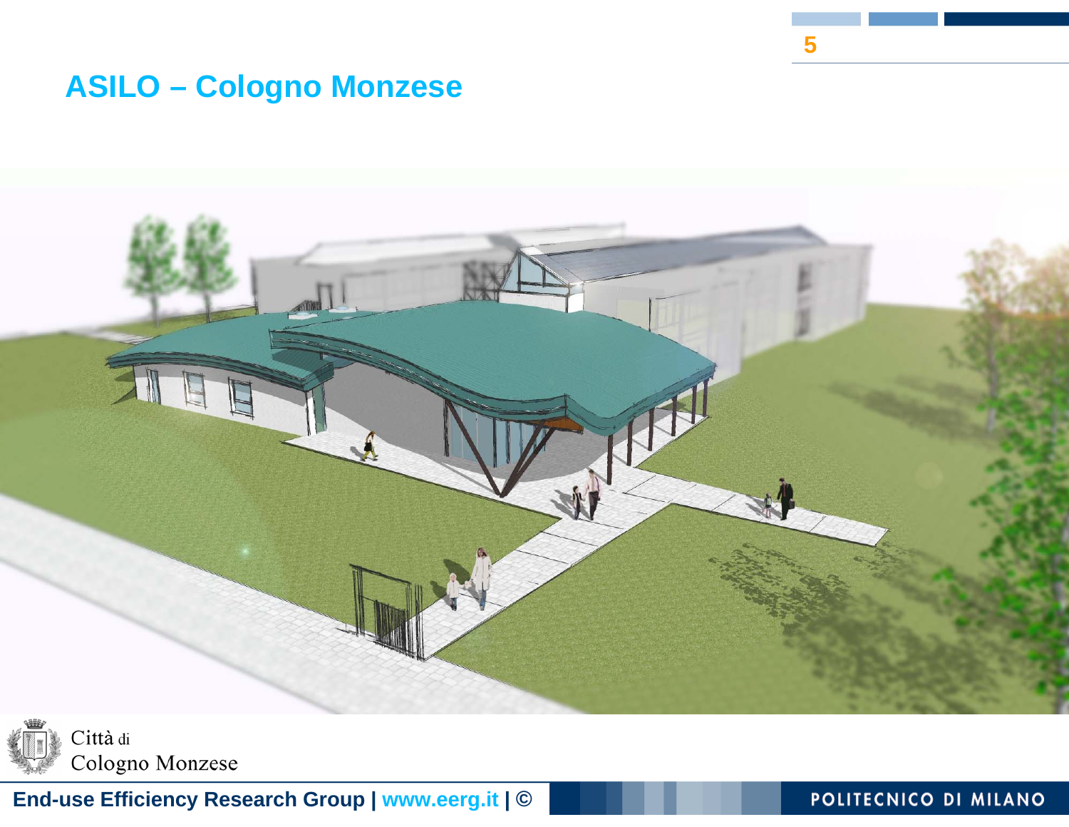# ASILO – Cologno Monzese

Città di
Cologno Monzese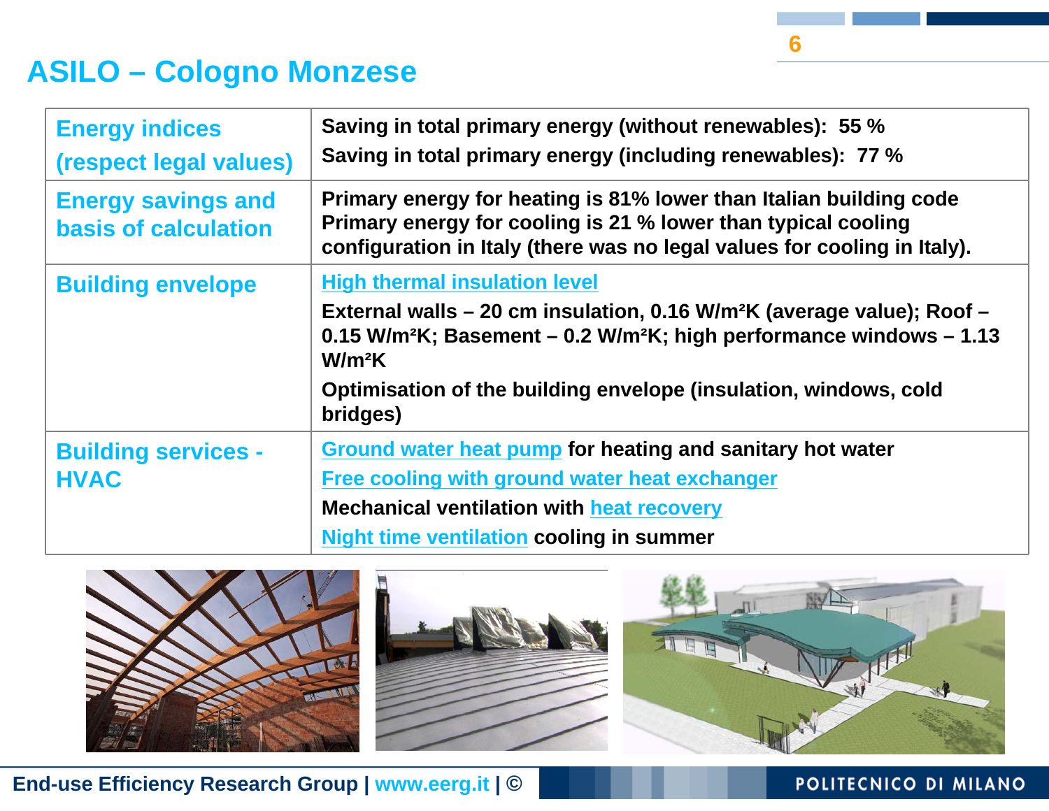# ASILO – Cologno Monzese

| | |
|---|---|
| **Energy indices (respect legal values)** | **Saving in total primary energy (without renewables): 55 %**<br>**Saving in total primary energy (including renewables): 77 %** |
| **Energy savings and basis of calculation** | **Primary energy for heating is 81% lower than Italian building code**<br>**Primary energy for cooling is 21 % lower than typical cooling configuration in Italy (there was no legal values for cooling in Italy).** |
| **Building envelope** | **High thermal insulation level**<br>**External walls – 20 cm insulation, 0.16 W/m²K (average value); Roof – 0.15 W/m²K; Basement – 0.2 W/m²K; high performance windows – 1.13 W/m²K**<br>**Optimisation of the building envelope (insulation, windows, cold bridges)** |
| **Building services - HVAC** | **Ground water heat pump for heating and sanitary hot water**<br>**Free cooling with ground water heat exchanger**<br>**Mechanical ventilation with heat recovery**<br>**Night time ventilation cooling in summer** |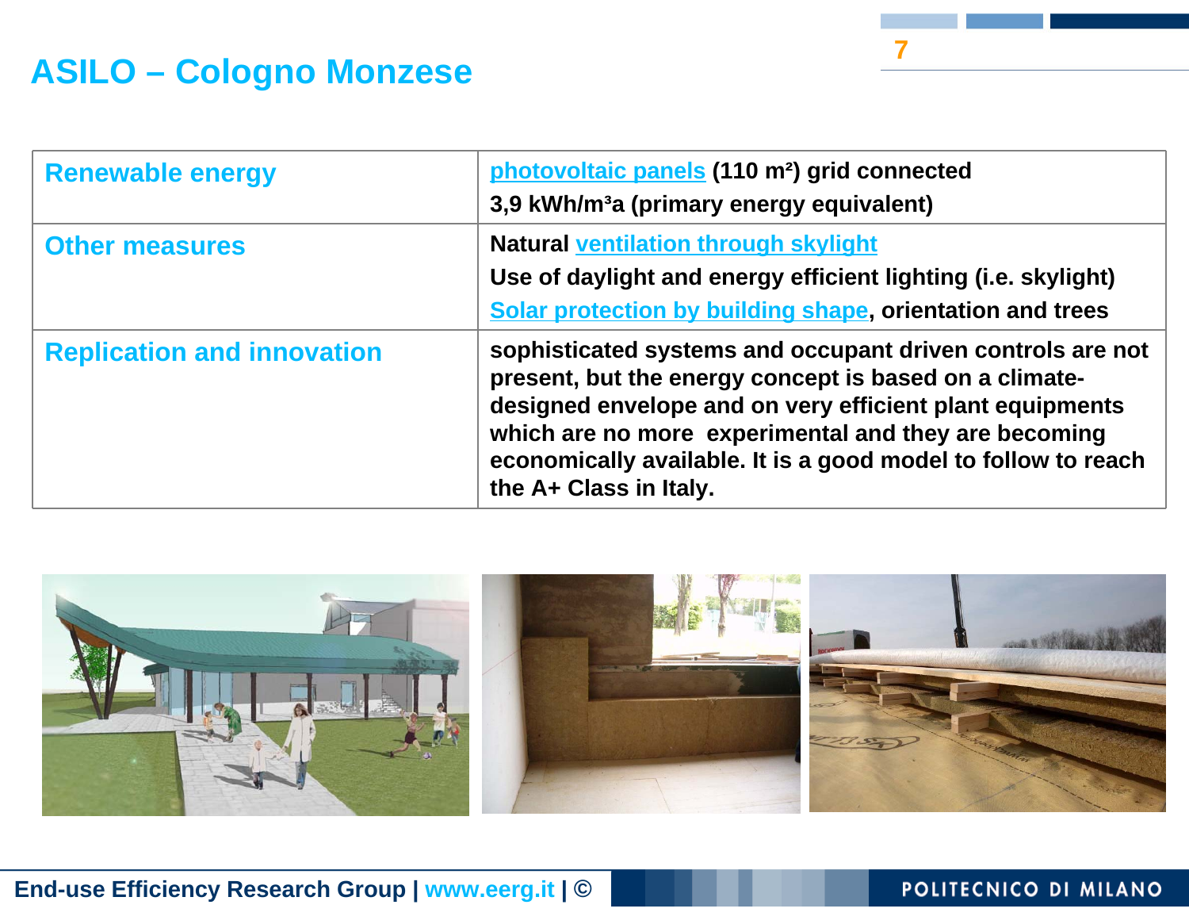# ASILO – Cologno Monzese

| | |
|---|---|
| **Renewable energy** | photovoltaic panels (110 $m^2$) grid connected<br>3,9 $kWh/m^3a$ (primary energy equivalent) |
| **Other measures** | Natural ventilation through skylight<br>Use of daylight and energy efficient lighting (i.e. skylight)<br>Solar protection by building shape, orientation and trees |
| **Replication and innovation** | sophisticated systems and occupant driven controls are not present, but the energy concept is based on a climate-designed envelope and on very efficient plant equipments which are no more experimental and they are becoming economically available. It is a good model to follow to reach the A+ Class in Italy. |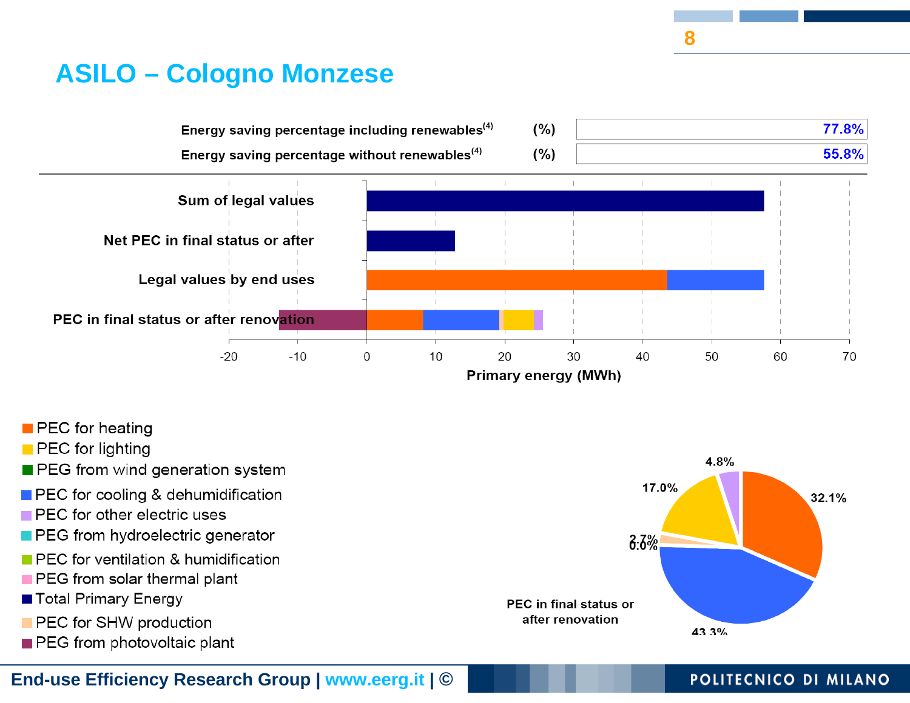# ASILO – Cologno Monzese

| | | |
|---|---|---|
| Energy saving percentage including renewables[4] | (%) | 77.8% |
| Energy saving percentage without renewables[4] | (%) | 55.8% |

Sum of legal values

Net PEC in final status or after

Legal values by end uses

PEC in final status or after renovation

-20 -10 0 10 20 30 40 50 60 70

Primary energy (MWh)

- PEC for heating
- PEC for lighting
- PEG from wind generation system
- PEC for cooling & dehumidification
- PEC for other electric uses
- PEG from hydroelectric generator
- PEC for ventilation & humidification
- PEG from solar thermal plant
- Total Primary Energy
- PEC for SHW production
- PEG from photovoltaic plant

PEC in final status or after renovation

4.8% 32.1% 17.0% 2.7% 0.0% 43.3%

End-use Efficiency Research Group | www.eerg.it | ©

POLITECNICO DI MILANO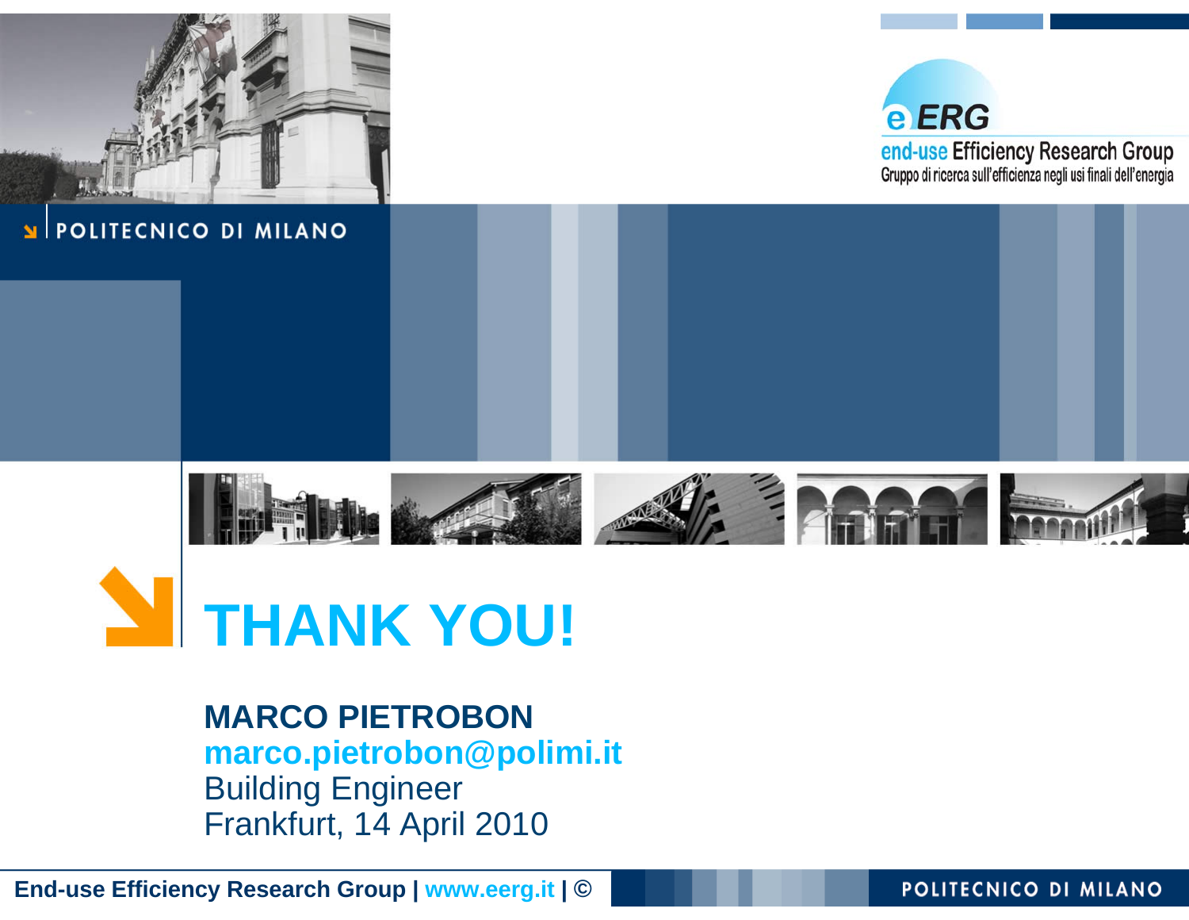POLITECNICO DI MILANO

eERG
end-use Efficiency Research Group
Gruppo di ricerca sull'efficienza negli usi finali dell'energia

# THANK YOU!

**MARCO PIETROBON**
**marco.pietrobon@polimi.it**
Building Engineer
Frankfurt, 14 April 2010

**End-use Efficiency Research Group | www.eerg.it | ©**

POLITECNICO DI MILANO